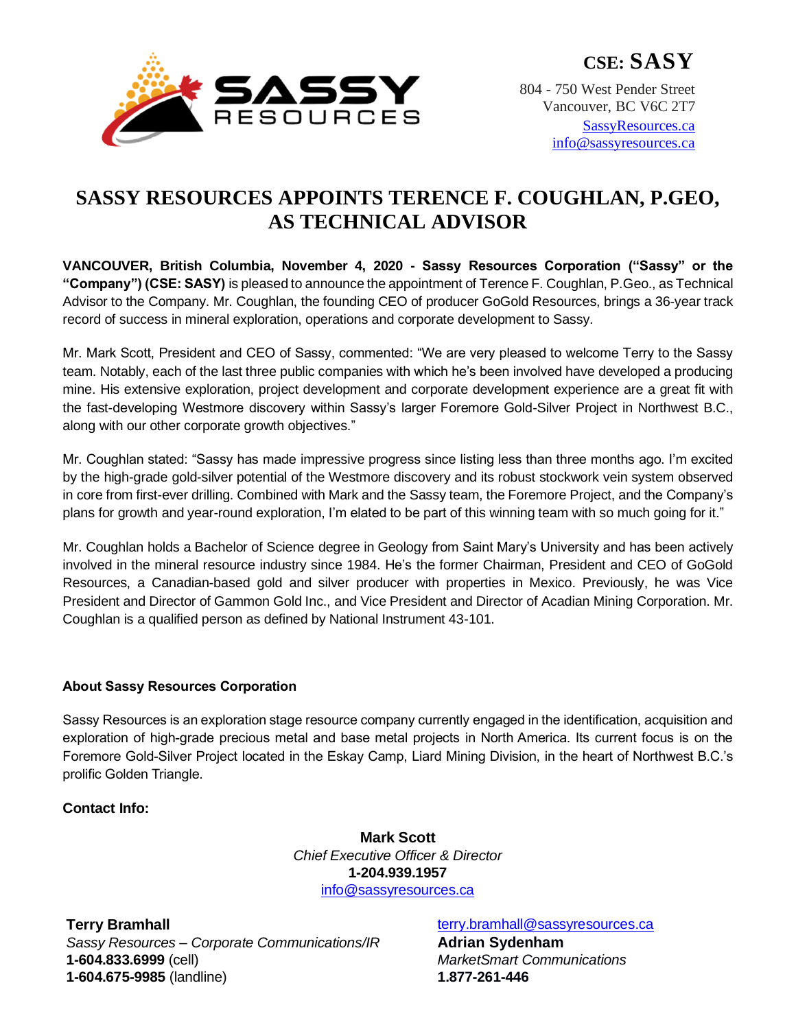**CSE: SASY**

804 - 750 West Pender Street
Vancouver, BC V6C 2T7
[SassyResources.ca](http://SassyResources.ca)
[info@sassyresources.ca](mailto:info@sassyresources.ca)

# SASSY RESOURCES APPOINTS TERENCE F. COUGHLAN, P.GEO, AS TECHNICAL ADVISOR

**VANCOUVER, British Columbia, November 4, 2020 - Sassy Resources Corporation ("Sassy" or the "Company") (CSE: SASY)** is pleased to announce the appointment of Terence F. Coughlan, P.Geo., as Technical Advisor to the Company. Mr. Coughlan, the founding CEO of producer GoGold Resources, brings a 36-year track record of success in mineral exploration, operations and corporate development to Sassy.

Mr. Mark Scott, President and CEO of Sassy, commented: "We are very pleased to welcome Terry to the Sassy team. Notably, each of the last three public companies with which he's been involved have developed a producing mine. His extensive exploration, project development and corporate development experience are a great fit with the fast-developing Westmore discovery within Sassy's larger Foremore Gold-Silver Project in Northwest B.C., along with our other corporate growth objectives."

Mr. Coughlan stated: "Sassy has made impressive progress since listing less than three months ago. I'm excited by the high-grade gold-silver potential of the Westmore discovery and its robust stockwork vein system observed in core from first-ever drilling. Combined with Mark and the Sassy team, the Foremore Project, and the Company's plans for growth and year-round exploration, I'm elated to be part of this winning team with so much going for it."

Mr. Coughlan holds a Bachelor of Science degree in Geology from Saint Mary's University and has been actively involved in the mineral resource industry since 1984. He's the former Chairman, President and CEO of GoGold Resources, a Canadian-based gold and silver producer with properties in Mexico. Previously, he was Vice President and Director of Gammon Gold Inc., and Vice President and Director of Acadian Mining Corporation. Mr. Coughlan is a qualified person as defined by National Instrument 43-101.

### About Sassy Resources Corporation

Sassy Resources is an exploration stage resource company currently engaged in the identification, acquisition and exploration of high-grade precious metal and base metal projects in North America. Its current focus is on the Foremore Gold-Silver Project located in the Eskay Camp, Liard Mining Division, in the heart of Northwest B.C.'s prolific Golden Triangle.

**Contact Info:**

**Mark Scott**
*Chief Executive Officer & Director*
**1-204.939.1957**
[info@sassyresources.ca](mailto:info@sassyresources.ca)

**Terry Bramhall**
*Sassy Resources – Corporate Communications/IR*
**1-604.833.6999** (cell)
**1-604.675-9985** (landline)
[terry.bramhall@sassyresources.ca](mailto:terry.bramhall@sassyresources.ca)

**Adrian Sydenham**
*MarketSmart Communications*
**1.877-261-446**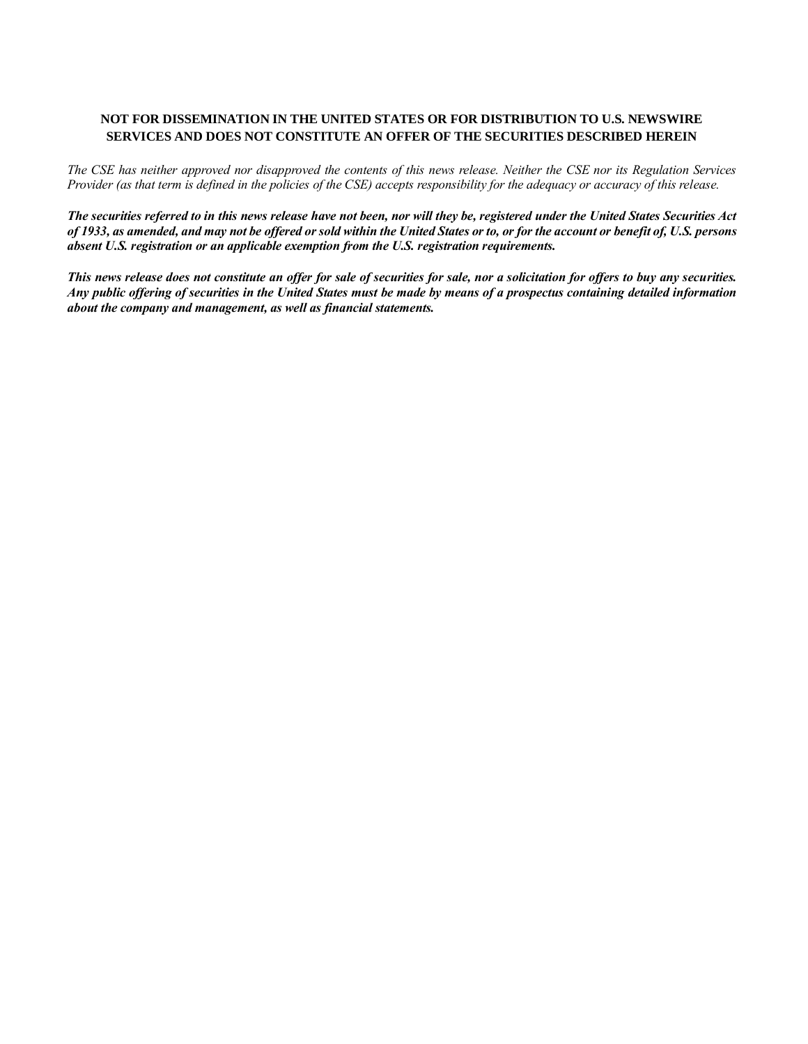**NOT FOR DISSEMINATION IN THE UNITED STATES OR FOR DISTRIBUTION TO U.S. NEWSWIRE SERVICES AND DOES NOT CONSTITUTE AN OFFER OF THE SECURITIES DESCRIBED HEREIN**

*The CSE has neither approved nor disapproved the contents of this news release. Neither the CSE nor its Regulation Services Provider (as that term is defined in the policies of the CSE) accepts responsibility for the adequacy or accuracy of this release.*

***The securities referred to in this news release have not been, nor will they be, registered under the United States Securities Act of 1933, as amended, and may not be offered or sold within the United States or to, or for the account or benefit of, U.S. persons absent U.S. registration or an applicable exemption from the U.S. registration requirements.***

***This news release does not constitute an offer for sale of securities for sale, nor a solicitation for offers to buy any securities. Any public offering of securities in the United States must be made by means of a prospectus containing detailed information about the company and management, as well as financial statements.***